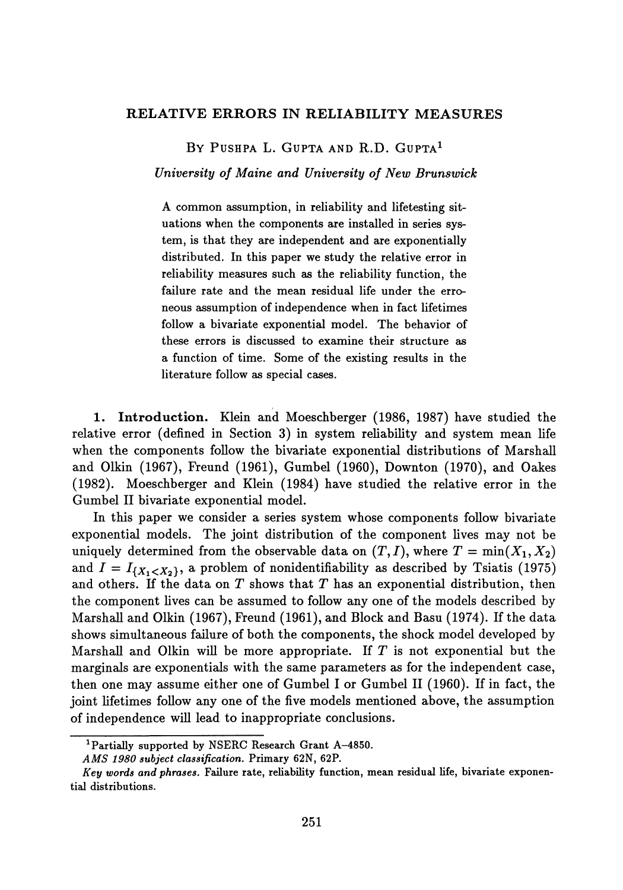# RELATIVE ERRORS IN RELIABILITY MEASURES

BY PUSHPA L. GUPTA AND R.D. GUPTA[1]

*University of Maine and University of New Brunswick*

A common assumption, in reliability and lifetesting situations when the components are installed in series system, is that they are independent and are exponentially distributed. In this paper we study the relative error in reliability measures such as the reliability function, the failure rate and the mean residual life under the erroneous assumption of independence when in fact lifetimes follow a bivariate exponential model. The behavior of these errors is discussed to examine their structure as a function of time. Some of the existing results in the literature follow as special cases.

## 1. Introduction.

Klein and Moeschberger (1986, 1987) have studied the relative error (defined in Section 3) in system reliability and system mean life when the components follow the bivariate exponential distributions of Marshall and Olkin (1967), Freund (1961), Gumbel (1960), Downton (1970), and Oakes (1982). Moeschberger and Klein (1984) have studied the relative error in the Gumbel II bivariate exponential model.

In this paper we consider a series system whose components follow bivariate exponential models. The joint distribution of the component lives may not be uniquely determined from the observable data on $(T, I)$, where $T = \min(X_1, X_2)$ and $I = I_{\{X_1 < X_2\}}$, a problem of nonidentifiability as described by Tsiatis (1975) and others. If the data on $T$ shows that $T$ has an exponential distribution, then the component lives can be assumed to follow any one of the models described by Marshall and Olkin (1967), Freund (1961), and Block and Basu (1974). If the data shows simultaneous failure of both the components, the shock model developed by Marshall and Olkin will be more appropriate. If $T$ is not exponential but the marginals are exponentials with the same parameters as for the independent case, then one may assume either one of Gumbel I or Gumbel II (1960). If in fact, the joint lifetimes follow any one of the five models mentioned above, the assumption of independence will lead to inappropriate conclusions.

---

[1] Partially supported by NSERC Research Grant A-4850.

*AMS 1980 subject classification.* Primary 62N, 62P.

*Key words and phrases.* Failure rate, reliability function, mean residual life, bivariate exponential distributions.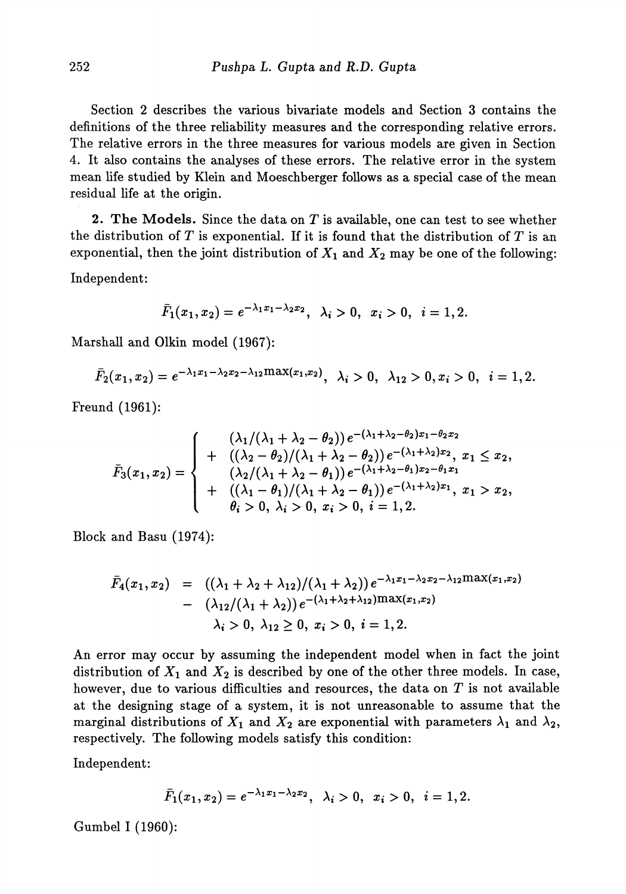Section 2 describes the various bivariate models and Section 3 contains the definitions of the three reliability measures and the corresponding relative errors. The relative errors in the three measures for various models are given in Section 4. It also contains the analyses of these errors. The relative error in the system mean life studied by Klein and Moeschberger follows as a special case of the mean residual life at the origin.

**2. The Models.** Since the data on $T$ is available, one can test to see whether the distribution of $T$ is exponential. If it is found that the distribution of $T$ is an exponential, then the joint distribution of $X_1$ and $X_2$ may be one of the following:

Independent:

$$\bar{F}_1(x_1, x_2) = e^{-\lambda_1 x_1 - \lambda_2 x_2}, \;\; \lambda_i > 0, \;\; x_i > 0, \;\; i = 1, 2.$$

Marshall and Olkin model (1967):

$$\bar{F}_2(x_1, x_2) = e^{-\lambda_1 x_1 - \lambda_2 x_2 - \lambda_{12} \max(x_1, x_2)}, \;\; \lambda_i > 0, \;\; \lambda_{12} > 0, x_i > 0, \;\; i = 1, 2.$$

Freund (1961):

$$\bar{F}_3(x_1, x_2) = \begin{cases} \quad (\lambda_1/(\lambda_1 + \lambda_2 - \theta_2))\, e^{-(\lambda_1 + \lambda_2 - \theta_2)x_1 - \theta_2 x_2} \\ + \;\; ((\lambda_2 - \theta_2)/(\lambda_1 + \lambda_2 - \theta_2))\, e^{-(\lambda_1 + \lambda_2)x_2}, \; x_1 \leq x_2, \\ \quad (\lambda_2/(\lambda_1 + \lambda_2 - \theta_1))\, e^{-(\lambda_1 + \lambda_2 - \theta_1)x_2 - \theta_1 x_1} \\ + \;\; ((\lambda_1 - \theta_1)/(\lambda_1 + \lambda_2 - \theta_1))\, e^{-(\lambda_1 + \lambda_2)x_1}, \; x_1 > x_2, \\ \quad \theta_i > 0, \; \lambda_i > 0, \; x_i > 0, \; i = 1, 2. \end{cases}$$

Block and Basu (1974):

$$\begin{aligned} \bar{F}_4(x_1, x_2) &= ((\lambda_1 + \lambda_2 + \lambda_{12})/(\lambda_1 + \lambda_2))\, e^{-\lambda_1 x_1 - \lambda_2 x_2 - \lambda_{12} \max(x_1, x_2)} \\ &- \;\; (\lambda_{12}/(\lambda_1 + \lambda_2))\, e^{-(\lambda_1 + \lambda_2 + \lambda_{12}) \max(x_1, x_2)} \\ &\qquad \lambda_i > 0, \; \lambda_{12} \geq 0, \; x_i > 0, \; i = 1, 2. \end{aligned}$$

An error may occur by assuming the independent model when in fact the joint distribution of $X_1$ and $X_2$ is described by one of the other three models. In case, however, due to various difficulties and resources, the data on $T$ is not available at the designing stage of a system, it is not unreasonable to assume that the marginal distributions of $X_1$ and $X_2$ are exponential with parameters $\lambda_1$ and $\lambda_2$, respectively. The following models satisfy this condition:

Independent:

$$\bar{F}_1(x_1, x_2) = e^{-\lambda_1 x_1 - \lambda_2 x_2}, \;\; \lambda_i > 0, \;\; x_i > 0, \;\; i = 1, 2.$$

Gumbel I (1960):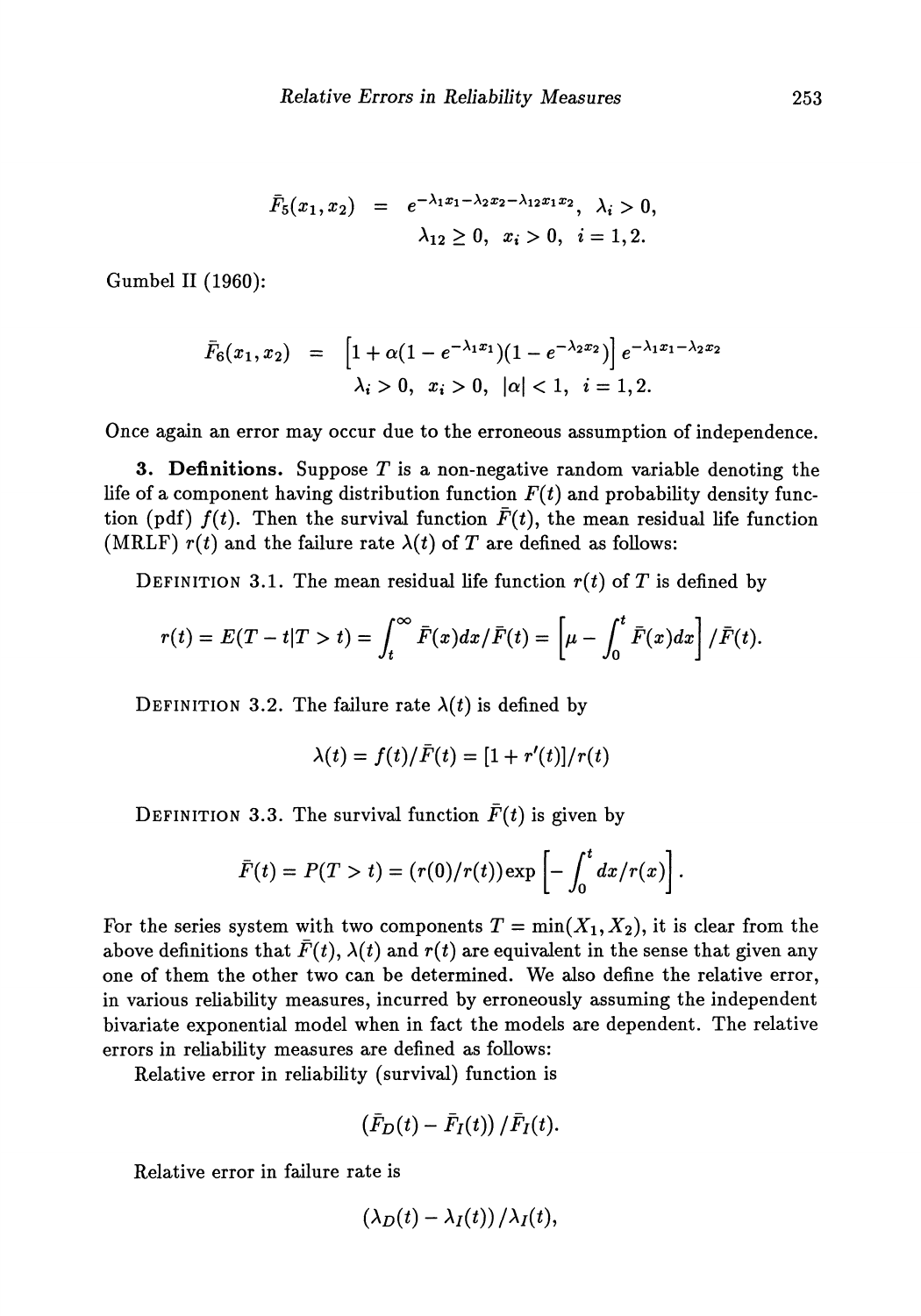$$\bar{F}_5(x_1, x_2) = e^{-\lambda_1 x_1 - \lambda_2 x_2 - \lambda_{12} x_1 x_2}, \ \lambda_i > 0,$$
$$\lambda_{12} \geq 0, \ x_i > 0, \ i = 1, 2.$$

Gumbel II (1960):

$$\bar{F}_6(x_1, x_2) = \left[1 + \alpha(1 - e^{-\lambda_1 x_1})(1 - e^{-\lambda_2 x_2})\right] e^{-\lambda_1 x_1 - \lambda_2 x_2}$$
$$\lambda_i > 0, \ x_i > 0, \ |\alpha| < 1, \ i = 1, 2.$$

Once again an error may occur due to the erroneous assumption of independence.

**3. Definitions.** Suppose $T$ is a non-negative random variable denoting the life of a component having distribution function $F(t)$ and probability density function (pdf) $f(t)$. Then the survival function $\bar{F}(t)$, the mean residual life function (MRLF) $r(t)$ and the failure rate $\lambda(t)$ of $T$ are defined as follows:

DEFINITION 3.1. The mean residual life function $r(t)$ of $T$ is defined by

$$r(t) = E(T - t | T > t) = \int_t^\infty \bar{F}(x)dx / \bar{F}(t) = \left[\mu - \int_0^t \bar{F}(x)dx\right] / \bar{F}(t).$$

DEFINITION 3.2. The failure rate $\lambda(t)$ is defined by

$$\lambda(t) = f(t)/\bar{F}(t) = [1 + r'(t)]/r(t)$$

DEFINITION 3.3. The survival function $\bar{F}(t)$ is given by

$$\bar{F}(t) = P(T > t) = (r(0)/r(t)) \exp\left[-\int_0^t dx/r(x)\right].$$

For the series system with two components $T = \min(X_1, X_2)$, it is clear from the above definitions that $\bar{F}(t)$, $\lambda(t)$ and $r(t)$ are equivalent in the sense that given any one of them the other two can be determined. We also define the relative error, in various reliability measures, incurred by erroneously assuming the independent bivariate exponential model when in fact the models are dependent. The relative errors in reliability measures are defined as follows:

Relative error in reliability (survival) function is

$$\left(\bar{F}_D(t) - \bar{F}_I(t)\right) / \bar{F}_I(t).$$

Relative error in failure rate is

$$\left(\lambda_D(t) - \lambda_I(t)\right) / \lambda_I(t),$$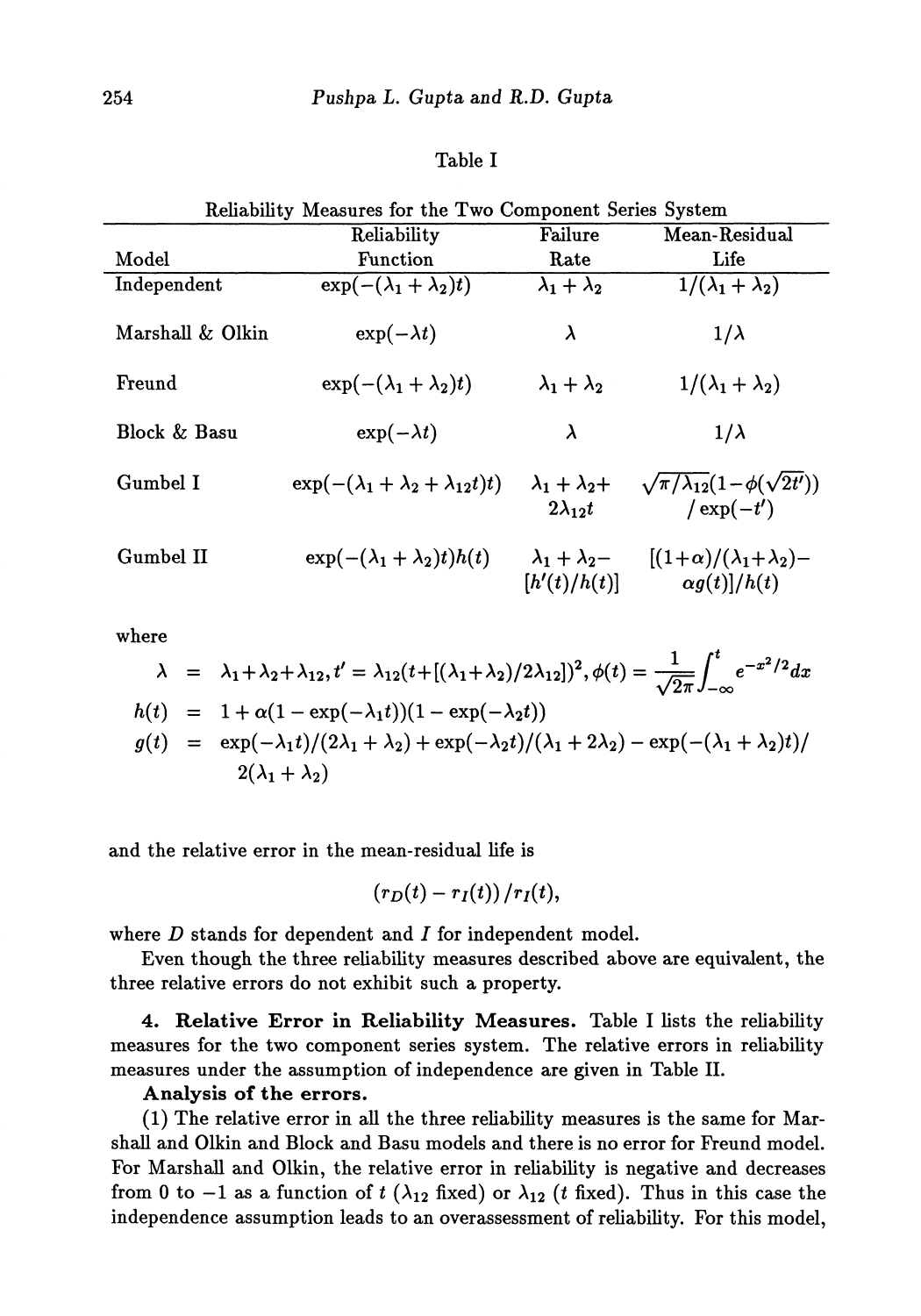Table I

Reliability Measures for the Two Component Series System

| Model | Reliability Function | Failure Rate | Mean-Residual Life |
|---|---|---|---|
| Independent | $\exp(-(\lambda_1+\lambda_2)t)$ | $\lambda_1+\lambda_2$ | $1/(\lambda_1+\lambda_2)$ |
| Marshall & Olkin | $\exp(-\lambda t)$ | $\lambda$ | $1/\lambda$ |
| Freund | $\exp(-(\lambda_1+\lambda_2)t)$ | $\lambda_1+\lambda_2$ | $1/(\lambda_1+\lambda_2)$ |
| Block & Basu | $\exp(-\lambda t)$ | $\lambda$ | $1/\lambda$ |
| Gumbel I | $\exp(-(\lambda_1+\lambda_2+\lambda_{12}t)t)$ | $\lambda_1+\lambda_2+ 2\lambda_{12}t$ | $\sqrt{\pi/\lambda_{12}}(1-\phi(\sqrt{2t'})) / \exp(-t')$ |
| Gumbel II | $\exp(-(\lambda_1+\lambda_2)t)h(t)$ | $\lambda_1+\lambda_2- [h'(t)/h(t)]$ | $[(1+\alpha)/(\lambda_1+\lambda_2)- \alpha g(t)]/h(t)$ |

where

$$\lambda = \lambda_1+\lambda_2+\lambda_{12}, t' = \lambda_{12}(t+[(\lambda_1+\lambda_2)/2\lambda_{12}])^2, \phi(t) = \frac{1}{\sqrt{2\pi}}\int_{-\infty}^{t} e^{-x^2/2}dx$$

$$h(t) = 1+\alpha(1-\exp(-\lambda_1 t))(1-\exp(-\lambda_2 t))$$

$$g(t) = \exp(-\lambda_1 t)/(2\lambda_1+\lambda_2)+\exp(-\lambda_2 t)/(\lambda_1+2\lambda_2)-\exp(-(\lambda_1+\lambda_2)t)/ 2(\lambda_1+\lambda_2)$$

and the relative error in the mean-residual life is

$$(r_D(t)-r_I(t))/r_I(t),$$

where $D$ stands for dependent and $I$ for independent model.

Even though the three reliability measures described above are equivalent, the three relative errors do not exhibit such a property.

**4. Relative Error in Reliability Measures.** Table I lists the reliability measures for the two component series system. The relative errors in reliability measures under the assumption of independence are given in Table II.

**Analysis of the errors.**

(1) The relative error in all the three reliability measures is the same for Marshall and Olkin and Block and Basu models and there is no error for Freund model. For Marshall and Olkin, the relative error in reliability is negative and decreases from 0 to $-1$ as a function of $t$ ($\lambda_{12}$ fixed) or $\lambda_{12}$ ($t$ fixed). Thus in this case the independence assumption leads to an overassessment of reliability. For this model,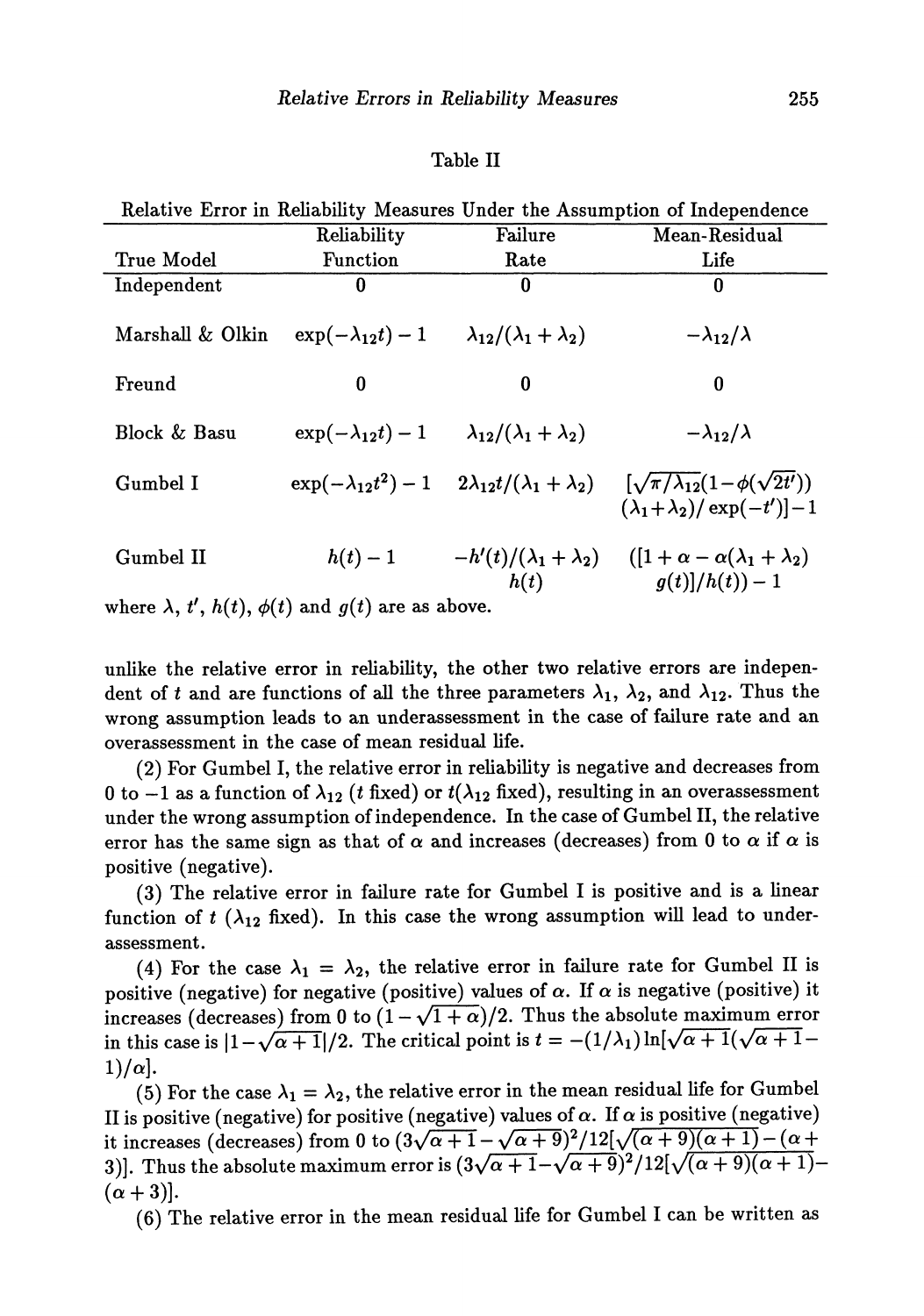Table II

Relative Error in Reliability Measures Under the Assumption of Independence

| True Model | Reliability Function | Failure Rate | Mean-Residual Life |
|---|---|---|---|
| Independent | 0 | 0 | 0 |
| Marshall & Olkin | $\exp(-\lambda_{12}t) - 1$ | $\lambda_{12}/(\lambda_1 + \lambda_2)$ | $-\lambda_{12}/\lambda$ |
| Freund | 0 | 0 | 0 |
| Block & Basu | $\exp(-\lambda_{12}t) - 1$ | $\lambda_{12}/(\lambda_1 + \lambda_2)$ | $-\lambda_{12}/\lambda$ |
| Gumbel I | $\exp(-\lambda_{12}t^2) - 1$ | $2\lambda_{12}t/(\lambda_1 + \lambda_2)$ | $[\sqrt{\pi/\lambda_{12}}(1-\phi(\sqrt{2t'}))(\lambda_1+\lambda_2)/\exp(-t')]-1$ |
| Gumbel II | $h(t) - 1$ | $-h'(t)/(\lambda_1 + \lambda_2)h(t)$ | $([1 + \alpha - \alpha(\lambda_1 + \lambda_2)g(t)]/h(t)) - 1$ |

where $\lambda$, $t'$, $h(t)$, $\phi(t)$ and $g(t)$ are as above.

unlike the relative error in reliability, the other two relative errors are independent of $t$ and are functions of all the three parameters $\lambda_1$, $\lambda_2$, and $\lambda_{12}$. Thus the wrong assumption leads to an underassessment in the case of failure rate and an overassessment in the case of mean residual life.

(2) For Gumbel I, the relative error in reliability is negative and decreases from 0 to $-1$ as a function of $\lambda_{12}$ ($t$ fixed) or $t$($\lambda_{12}$ fixed), resulting in an overassessment under the wrong assumption of independence. In the case of Gumbel II, the relative error has the same sign as that of $\alpha$ and increases (decreases) from 0 to $\alpha$ if $\alpha$ is positive (negative).

(3) The relative error in failure rate for Gumbel I is positive and is a linear function of $t$ ($\lambda_{12}$ fixed). In this case the wrong assumption will lead to underassessment.

(4) For the case $\lambda_1 = \lambda_2$, the relative error in failure rate for Gumbel II is positive (negative) for negative (positive) values of $\alpha$. If $\alpha$ is negative (positive) it increases (decreases) from 0 to $(1 - \sqrt{1 + \alpha})/2$. Thus the absolute maximum error in this case is $|1 - \sqrt{\alpha + 1}|/2$. The critical point is $t = -(1/\lambda_1)\ln[\sqrt{\alpha + 1}(\sqrt{\alpha + 1} - 1)/\alpha]$.

(5) For the case $\lambda_1 = \lambda_2$, the relative error in the mean residual life for Gumbel II is positive (negative) for positive (negative) values of $\alpha$. If $\alpha$ is positive (negative) it increases (decreases) from 0 to $(3\sqrt{\alpha + 1} - \sqrt{\alpha + 9})^2/12[\sqrt{(\alpha + 9)(\alpha + 1)} - (\alpha + 3)]$. Thus the absolute maximum error is $(3\sqrt{\alpha + 1} - \sqrt{\alpha + 9})^2/12[\sqrt{(\alpha + 9)(\alpha + 1)} - (\alpha + 3)]$.

(6) The relative error in the mean residual life for Gumbel I can be written as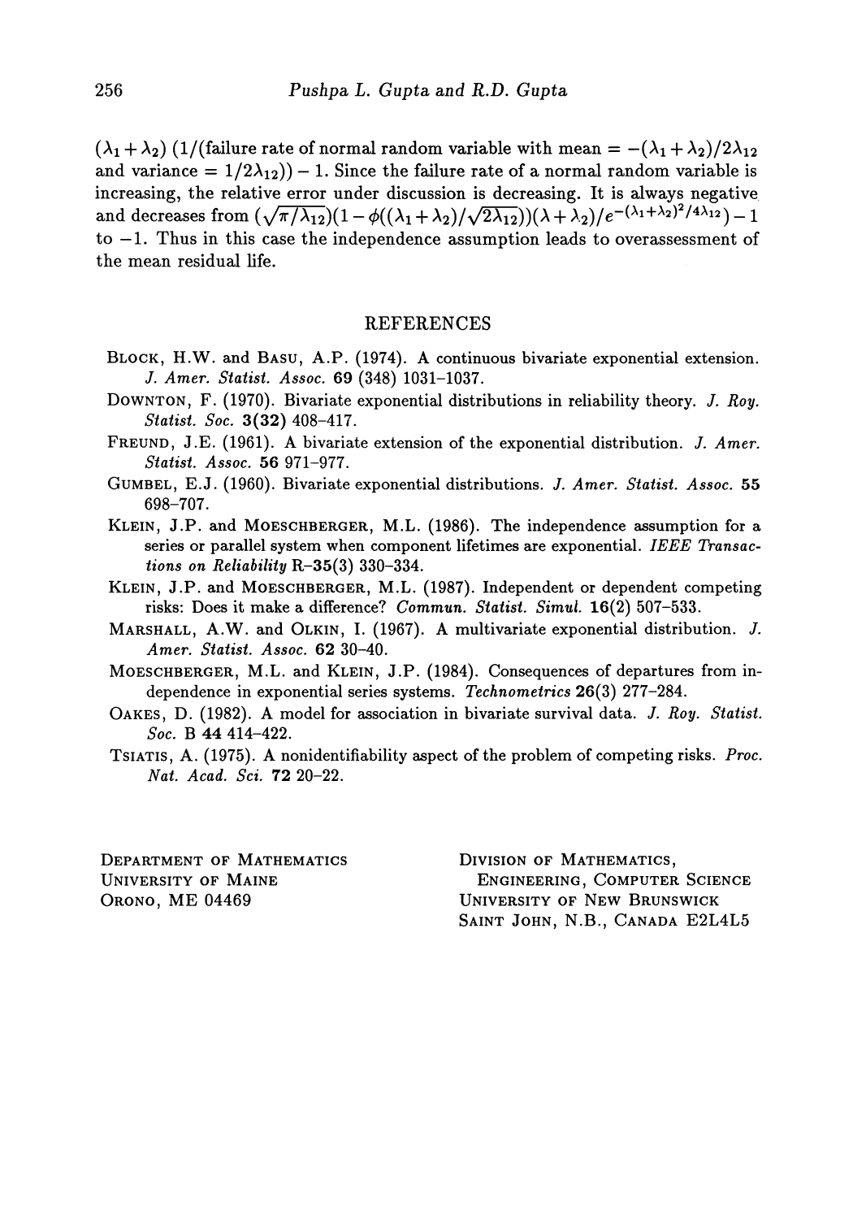$(\lambda_1 + \lambda_2)$ (1/(failure rate of normal random variable with mean $= -(\lambda_1 + \lambda_2)/2\lambda_{12}$ and variance $= 1/2\lambda_{12}$)) $- 1$. Since the failure rate of a normal random variable is increasing, the relative error under discussion is decreasing. It is always negative and decreases from $(\sqrt{\pi/\lambda_{12}})(1 - \phi((\lambda_1 + \lambda_2)/\sqrt{2\lambda_{12}}))(\lambda + \lambda_2)/e^{-(\lambda_1+\lambda_2)^2/4\lambda_{12}}) - 1$ to $-1$. Thus in this case the independence assumption leads to overassessment of the mean residual life.

## REFERENCES

BLOCK, H.W. and BASU, A.P. (1974). A continuous bivariate exponential extension. *J. Amer. Statist. Assoc.* **69** (348) 1031–1037.

DOWNTON, F. (1970). Bivariate exponential distributions in reliability theory. *J. Roy. Statist. Soc.* **3(32)** 408–417.

FREUND, J.E. (1961). A bivariate extension of the exponential distribution. *J. Amer. Statist. Assoc.* **56** 971–977.

GUMBEL, E.J. (1960). Bivariate exponential distributions. *J. Amer. Statist. Assoc.* **55** 698–707.

KLEIN, J.P. and MOESCHBERGER, M.L. (1986). The independence assumption for a series or parallel system when component lifetimes are exponential. *IEEE Transactions on Reliability* R–**35**(3) 330–334.

KLEIN, J.P. and MOESCHBERGER, M.L. (1987). Independent or dependent competing risks: Does it make a difference? *Commun. Statist. Simul.* **16**(2) 507–533.

MARSHALL, A.W. and OLKIN, I. (1967). A multivariate exponential distribution. *J. Amer. Statist. Assoc.* **62** 30–40.

MOESCHBERGER, M.L. and KLEIN, J.P. (1984). Consequences of departures from independence in exponential series systems. *Technometrics* **26**(3) 277–284.

OAKES, D. (1982). A model for association in bivariate survival data. *J. Roy. Statist. Soc.* B **44** 414–422.

TSIATIS, A. (1975). A nonidentifiability aspect of the problem of competing risks. *Proc. Nat. Acad. Sci.* **72** 20–22.

DEPARTMENT OF MATHEMATICS
UNIVERSITY OF MAINE
ORONO, ME 04469

DIVISION OF MATHEMATICS,
ENGINEERING, COMPUTER SCIENCE
UNIVERSITY OF NEW BRUNSWICK
SAINT JOHN, N.B., CANADA E2L4L5